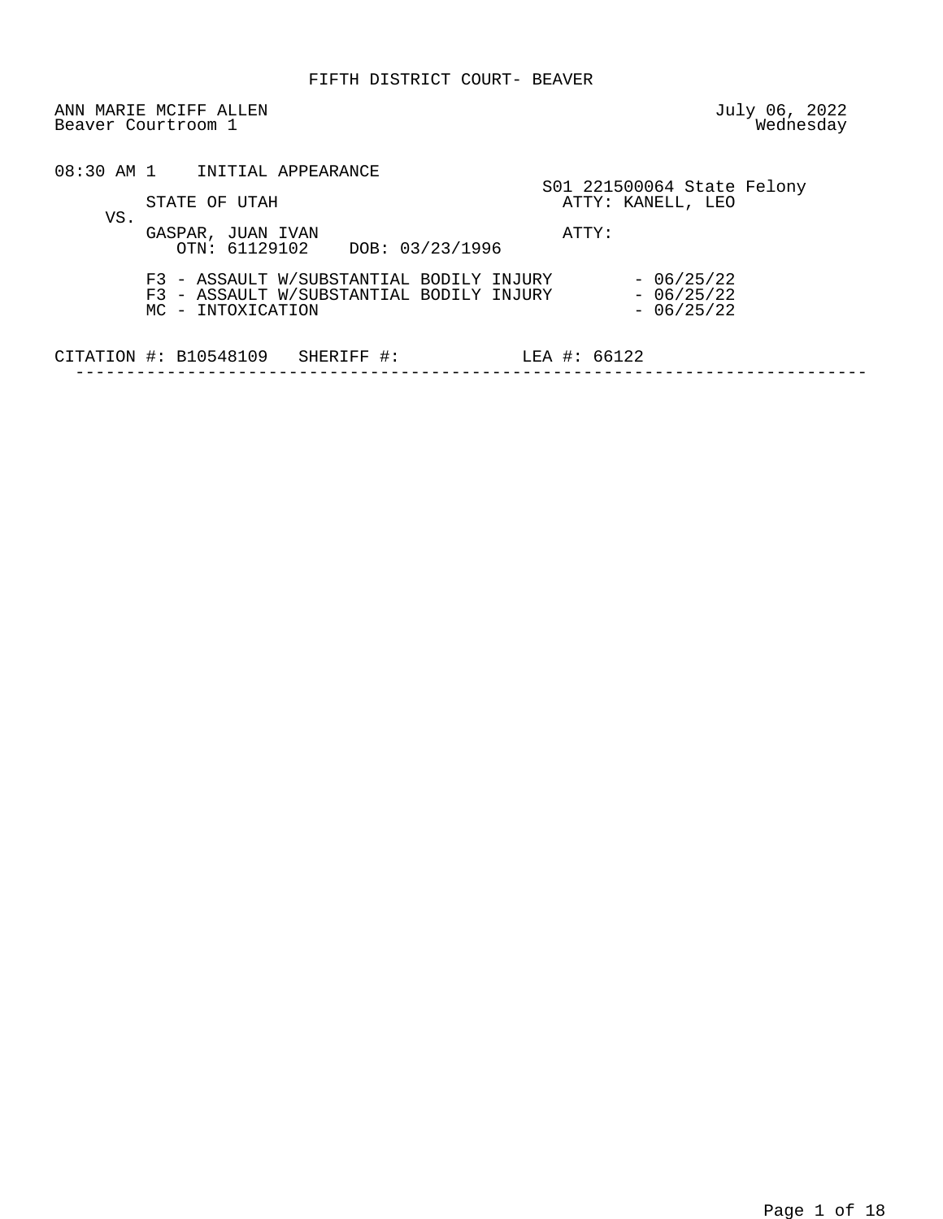FIFTH DISTRICT COURT- BEAVER

ANN MARIE MCIFF ALLEN
Beaver Courtroom 1

July 06, 2022
Wednesday

08:30 AM 1 INITIAL APPEARANCE

S01 221500064 State Felony

STATE OF UTAH — ATTY: KANELL, LEO

VS.

GASPAR, JUAN IVAN — ATTY:

OTN: 61129102 DOB: 03/23/1996

F3 - ASSAULT W/SUBSTANTIAL BODILY INJURY - 06/25/22
F3 - ASSAULT W/SUBSTANTIAL BODILY INJURY - 06/25/22
MC - INTOXICATION - 06/25/22

CITATION #: B10548109 SHERIFF #: LEA #: 66122

---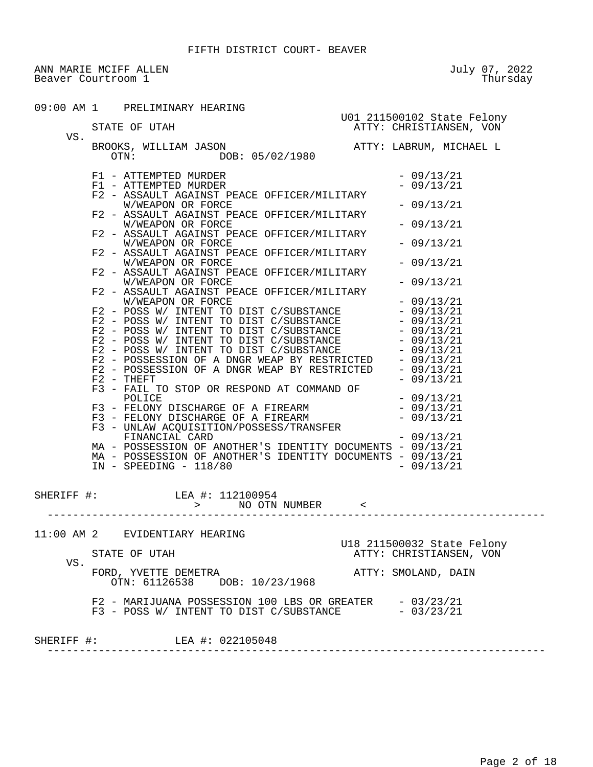FIFTH DISTRICT COURT- BEAVER

ANN MARIE MCIFF ALLEN
Beaver Courtroom 1

July 07, 2022
Thursday

---

09:00 AM 1 PRELIMINARY HEARING

U01 211500102 State Felony

STATE OF UTAH — ATTY: CHRISTIANSEN, VON

VS.

BROOKS, WILLIAM JASON — ATTY: LABRUM, MICHAEL L
OTN: DOB: 05/02/1980

- F1 - ATTEMPTED MURDER - 09/13/21
- F1 - ATTEMPTED MURDER - 09/13/21
- F2 - ASSAULT AGAINST PEACE OFFICER/MILITARY W/WEAPON OR FORCE - 09/13/21
- F2 - ASSAULT AGAINST PEACE OFFICER/MILITARY W/WEAPON OR FORCE - 09/13/21
- F2 - ASSAULT AGAINST PEACE OFFICER/MILITARY W/WEAPON OR FORCE - 09/13/21
- F2 - ASSAULT AGAINST PEACE OFFICER/MILITARY W/WEAPON OR FORCE - 09/13/21
- F2 - ASSAULT AGAINST PEACE OFFICER/MILITARY W/WEAPON OR FORCE - 09/13/21
- F2 - ASSAULT AGAINST PEACE OFFICER/MILITARY W/WEAPON OR FORCE - 09/13/21
- F2 - POSS W/ INTENT TO DIST C/SUBSTANCE - 09/13/21
- F2 - POSS W/ INTENT TO DIST C/SUBSTANCE - 09/13/21
- F2 - POSS W/ INTENT TO DIST C/SUBSTANCE - 09/13/21
- F2 - POSS W/ INTENT TO DIST C/SUBSTANCE - 09/13/21
- F2 - POSS W/ INTENT TO DIST C/SUBSTANCE - 09/13/21
- F2 - POSSESSION OF A DNGR WEAP BY RESTRICTED - 09/13/21
- F2 - POSSESSION OF A DNGR WEAP BY RESTRICTED - 09/13/21
- F2 - THEFT - 09/13/21
- F3 - FAIL TO STOP OR RESPOND AT COMMAND OF POLICE - 09/13/21
- F3 - FELONY DISCHARGE OF A FIREARM - 09/13/21
- F3 - FELONY DISCHARGE OF A FIREARM - 09/13/21
- F3 - UNLAW ACQUISITION/POSSESS/TRANSFER FINANCIAL CARD - 09/13/21
- MA - POSSESSION OF ANOTHER'S IDENTITY DOCUMENTS - 09/13/21
- MA - POSSESSION OF ANOTHER'S IDENTITY DOCUMENTS - 09/13/21
- IN - SPEEDING - 118/80 - 09/13/21

SHERIFF #: LEA #: 112100954
> NO OTN NUMBER <

---

11:00 AM 2 EVIDENTIARY HEARING

U18 211500032 State Felony

STATE OF UTAH — ATTY: CHRISTIANSEN, VON

VS.

FORD, YVETTE DEMETRA — ATTY: SMOLAND, DAIN
OTN: 61126538 DOB: 10/23/1968

- F2 - MARIJUANA POSSESSION 100 LBS OR GREATER - 03/23/21
- F3 - POSS W/ INTENT TO DIST C/SUBSTANCE - 03/23/21

SHERIFF #: LEA #: 022105048

---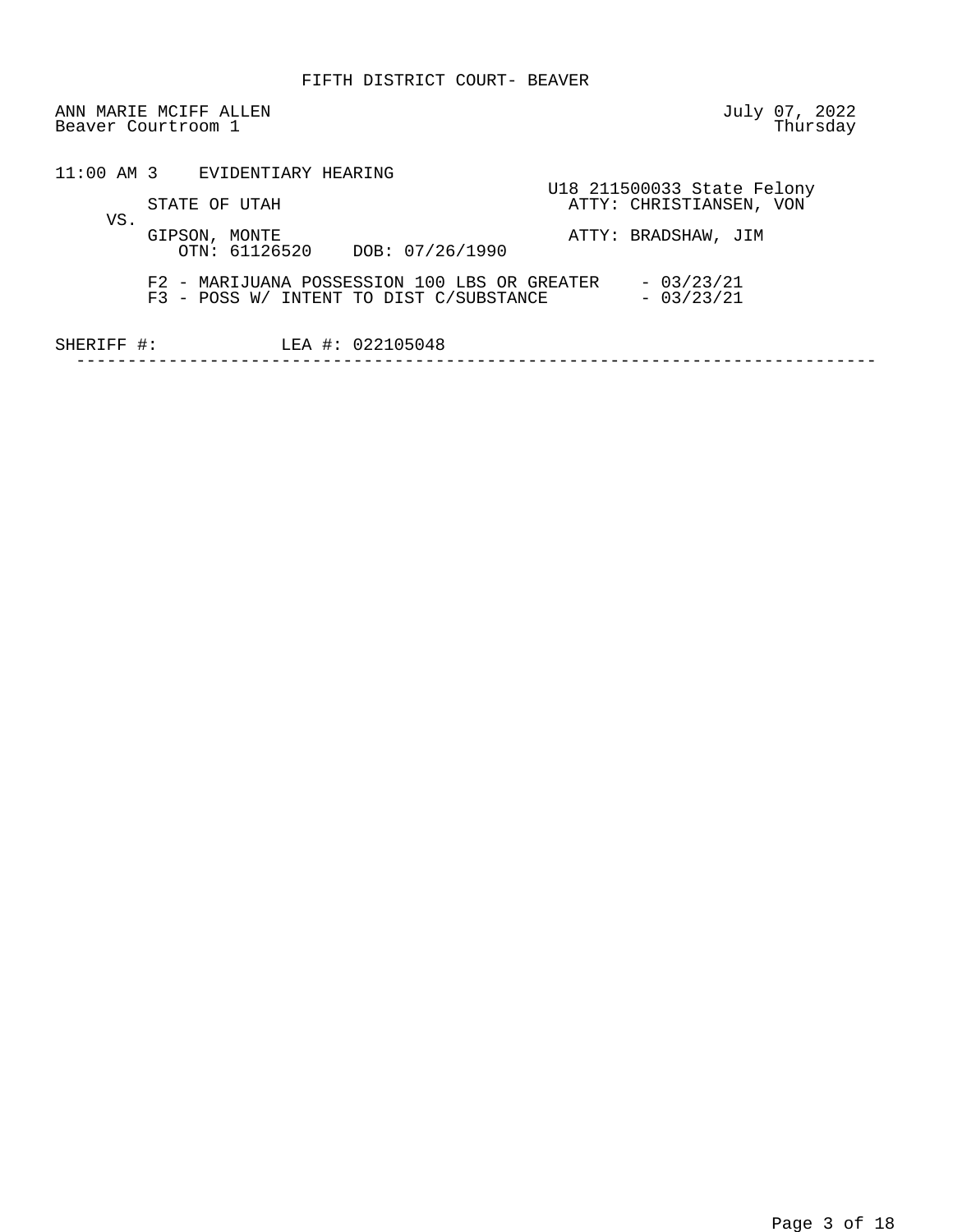FIFTH DISTRICT COURT- BEAVER

ANN MARIE MCIFF ALLEN
Beaver Courtroom 1

July 07, 2022
Thursday

11:00 AM 3 EVIDENTIARY HEARING

U18 211500033 State Felony

STATE OF UTAH — ATTY: CHRISTIANSEN, VON

VS.

GIPSON, MONTE — ATTY: BRADSHAW, JIM

OTN: 61126520 DOB: 07/26/1990

F2 - MARIJUANA POSSESSION 100 LBS OR GREATER - 03/23/21

F3 - POSS W/ INTENT TO DIST C/SUBSTANCE - 03/23/21

SHERIFF #: LEA #: 022105048

---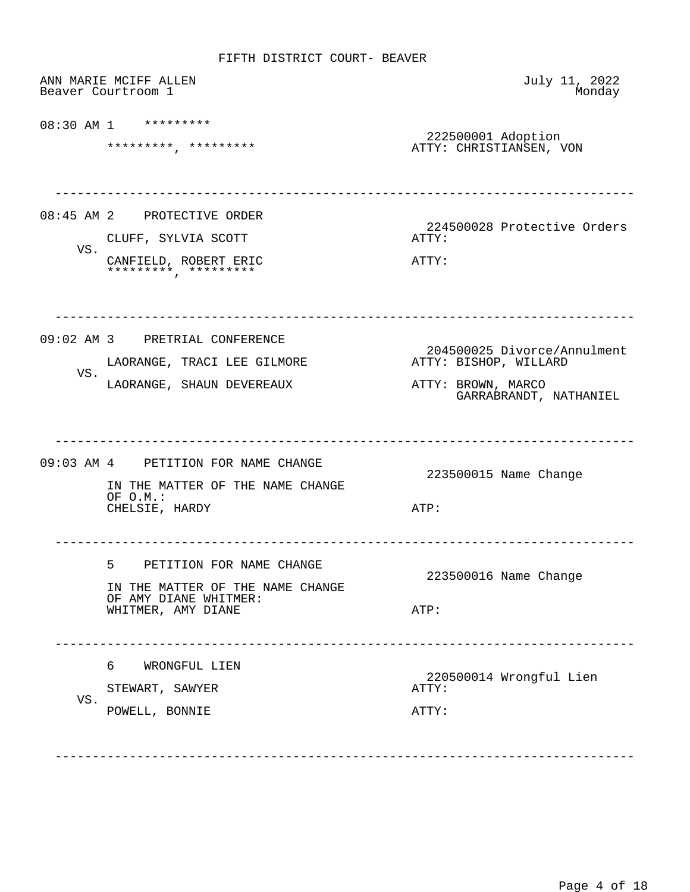# FIFTH DISTRICT COURT- BEAVER

ANN MARIE MCIFF ALLEN — July 11, 2022
Beaver Courtroom 1 — Monday

---

**08:30 AM 1** *********

*********, *********

222500001 Adoption
ATTY: CHRISTIANSEN, VON

---

**08:45 AM 2** PROTECTIVE ORDER

224500028 Protective Orders

CLUFF, SYLVIA SCOTT — ATTY:

VS.

CANFIELD, ROBERT ERIC — ATTY:
*********, *********

---

**09:02 AM 3** PRETRIAL CONFERENCE

204500025 Divorce/Annulment

LAORANGE, TRACI LEE GILMORE — ATTY: BISHOP, WILLARD

VS.

LAORANGE, SHAUN DEVEREAUX — ATTY: BROWN, MARCO
GARRABRANDT, NATHANIEL

---

**09:03 AM 4** PETITION FOR NAME CHANGE

223500015 Name Change

IN THE MATTER OF THE NAME CHANGE
OF O.M.:
CHELSIE, HARDY — ATP:

---

**5** PETITION FOR NAME CHANGE

223500016 Name Change

IN THE MATTER OF THE NAME CHANGE
OF AMY DIANE WHITMER:
WHITMER, AMY DIANE — ATP:

---

**6** WRONGFUL LIEN

220500014 Wrongful Lien

STEWART, SAWYER — ATTY:

VS.

POWELL, BONNIE — ATTY:

---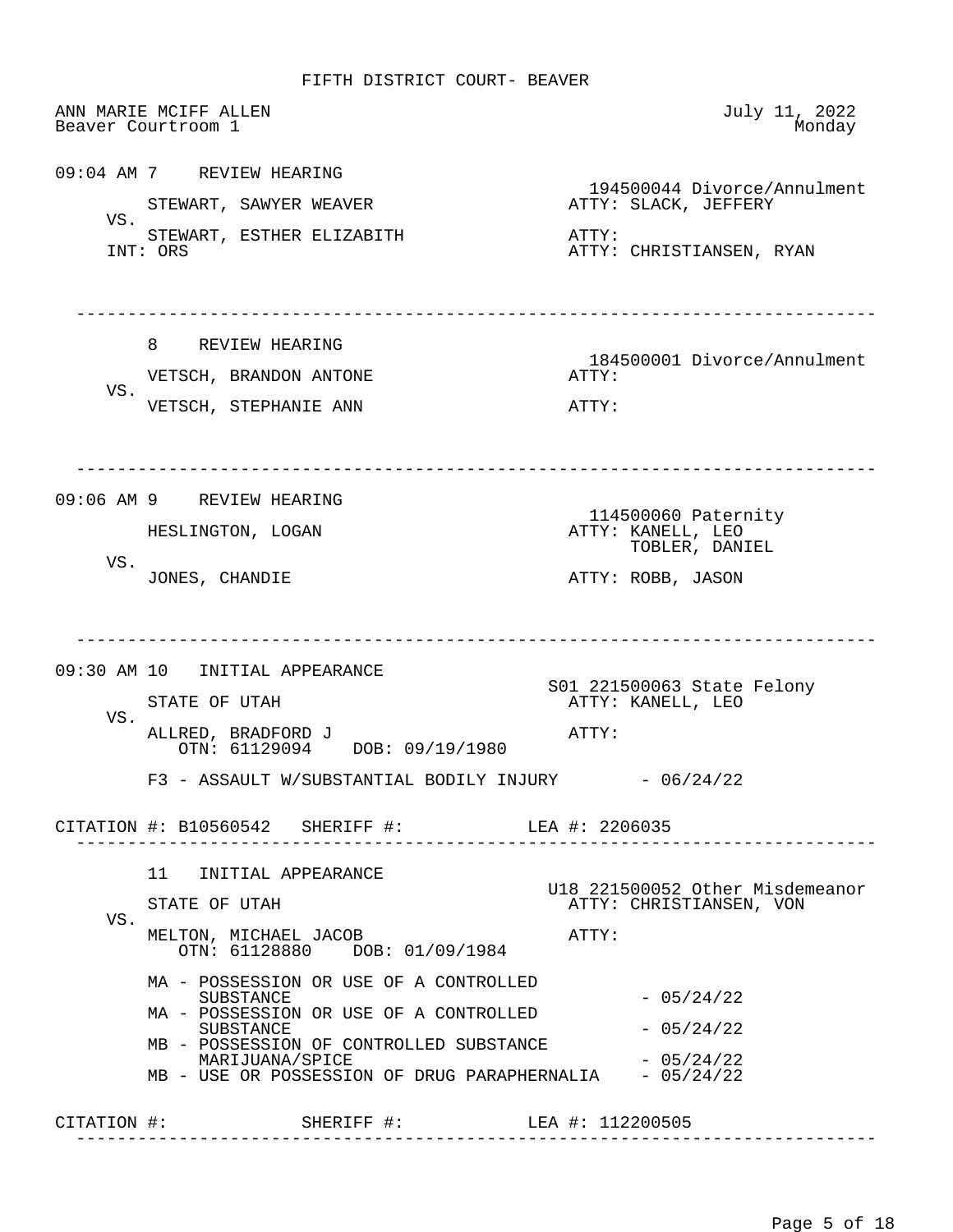FIFTH DISTRICT COURT- BEAVER

ANN MARIE MCIFF ALLEN
Beaver Courtroom 1

July 11, 2022
Monday

---

**09:04 AM 7 REVIEW HEARING**

194500044 Divorce/Annulment

STEWART, SAWYER WEAVER — ATTY: SLACK, JEFFERY

VS.

STEWART, ESTHER ELIZABETH — ATTY:

INT: ORS — ATTY: CHRISTIANSEN, RYAN

---

**8 REVIEW HEARING**

184500001 Divorce/Annulment

VETSCH, BRANDON ANTONE — ATTY:

VS.

VETSCH, STEPHANIE ANN — ATTY:

---

**09:06 AM 9 REVIEW HEARING**

114500060 Paternity

HESLINGTON, LOGAN — ATTY: KANELL, LEO; TOBLER, DANIEL

VS.

JONES, CHANDIE — ATTY: ROBB, JASON

---

**09:30 AM 10 INITIAL APPEARANCE**

S01 221500063 State Felony

STATE OF UTAH — ATTY: KANELL, LEO

VS.

ALLRED, BRADFORD J — ATTY:
OTN: 61129094 DOB: 09/19/1980

F3 - ASSAULT W/SUBSTANTIAL BODILY INJURY - 06/24/22

CITATION #: B10560542 SHERIFF #: LEA #: 2206035

---

**11 INITIAL APPEARANCE**

U18 221500052 Other Misdemeanor

STATE OF UTAH — ATTY: CHRISTIANSEN, VON

VS.

MELTON, MICHAEL JACOB — ATTY:
OTN: 61128880 DOB: 01/09/1984

MA - POSSESSION OR USE OF A CONTROLLED SUBSTANCE - 05/24/22
MA - POSSESSION OR USE OF A CONTROLLED SUBSTANCE - 05/24/22
MB - POSSESSION OF CONTROLLED SUBSTANCE MARIJUANA/SPICE - 05/24/22
MB - USE OR POSSESSION OF DRUG PARAPHERNALIA - 05/24/22

CITATION #: SHERIFF #: LEA #: 112200505

---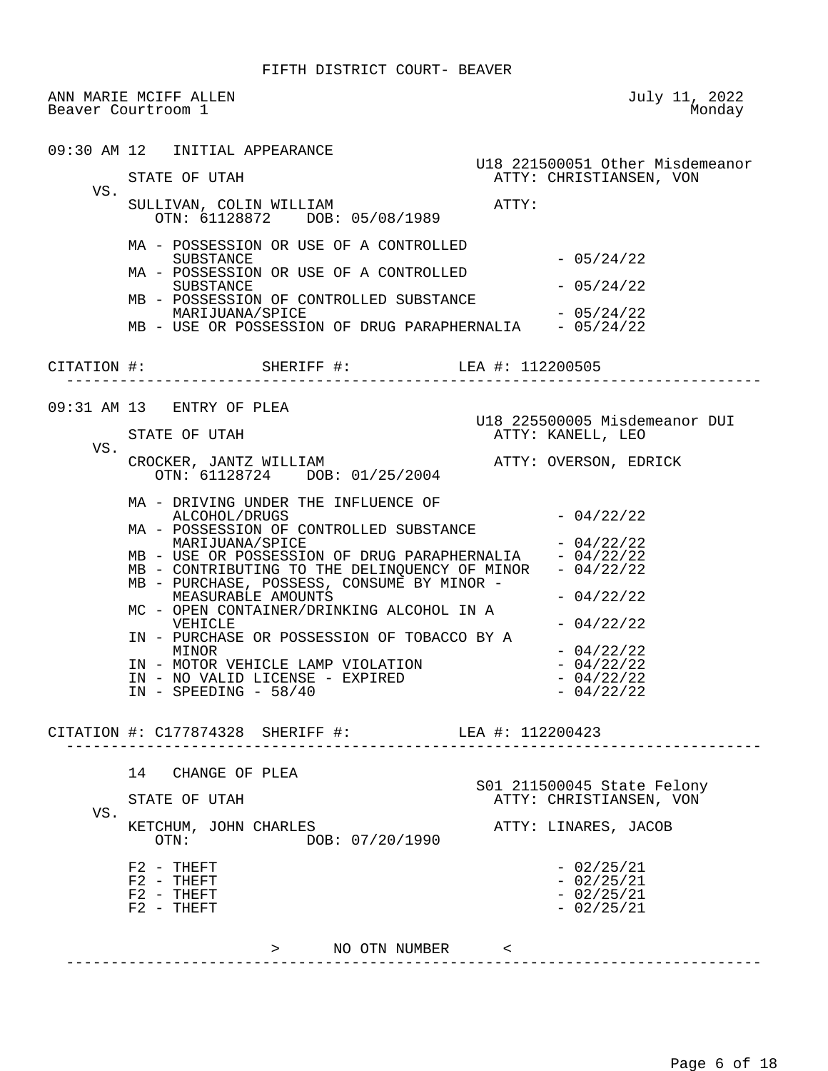FIFTH DISTRICT COURT- BEAVER

ANN MARIE MCIFF ALLEN — July 11, 2022
Beaver Courtroom 1 — Monday

---

**09:30 AM 12 INITIAL APPEARANCE**

U18 221500051 Other Misdemeanor

STATE OF UTAH — ATTY: CHRISTIANSEN, VON

VS.

SULLIVAN, COLIN WILLIAM — ATTY:
OTN: 61128872 DOB: 05/08/1989

- MA - POSSESSION OR USE OF A CONTROLLED SUBSTANCE - 05/24/22
- MA - POSSESSION OR USE OF A CONTROLLED SUBSTANCE - 05/24/22
- MB - POSSESSION OF CONTROLLED SUBSTANCE MARIJUANA/SPICE - 05/24/22
- MB - USE OR POSSESSION OF DRUG PARAPHERNALIA - 05/24/22

CITATION #: SHERIFF #: LEA #: 112200505

---

**09:31 AM 13 ENTRY OF PLEA**

U18 225500005 Misdemeanor DUI

STATE OF UTAH — ATTY: KANELL, LEO

VS.

CROCKER, JANTZ WILLIAM — ATTY: OVERSON, EDRICK
OTN: 61128724 DOB: 01/25/2004

- MA - DRIVING UNDER THE INFLUENCE OF ALCOHOL/DRUGS - 04/22/22
- MA - POSSESSION OF CONTROLLED SUBSTANCE MARIJUANA/SPICE - 04/22/22
- MB - USE OR POSSESSION OF DRUG PARAPHERNALIA - 04/22/22
- MB - CONTRIBUTING TO THE DELINQUENCY OF MINOR - 04/22/22
- MB - PURCHASE, POSSESS, CONSUME BY MINOR - MEASURABLE AMOUNTS - 04/22/22
- MC - OPEN CONTAINER/DRINKING ALCOHOL IN A VEHICLE - 04/22/22
- IN - PURCHASE OR POSSESSION OF TOBACCO BY A MINOR - 04/22/22
- IN - MOTOR VEHICLE LAMP VIOLATION - 04/22/22
- IN - NO VALID LICENSE - EXPIRED - 04/22/22
- IN - SPEEDING - 58/40 - 04/22/22

CITATION #: C177874328 SHERIFF #: LEA #: 112200423

---

**14 CHANGE OF PLEA**

S01 211500045 State Felony

STATE OF UTAH — ATTY: CHRISTIANSEN, VON

VS.

KETCHUM, JOHN CHARLES — ATTY: LINARES, JACOB
OTN: DOB: 07/20/1990

- F2 - THEFT - 02/25/21
- F2 - THEFT - 02/25/21
- F2 - THEFT - 02/25/21
- F2 - THEFT - 02/25/21

> NO OTN NUMBER <

---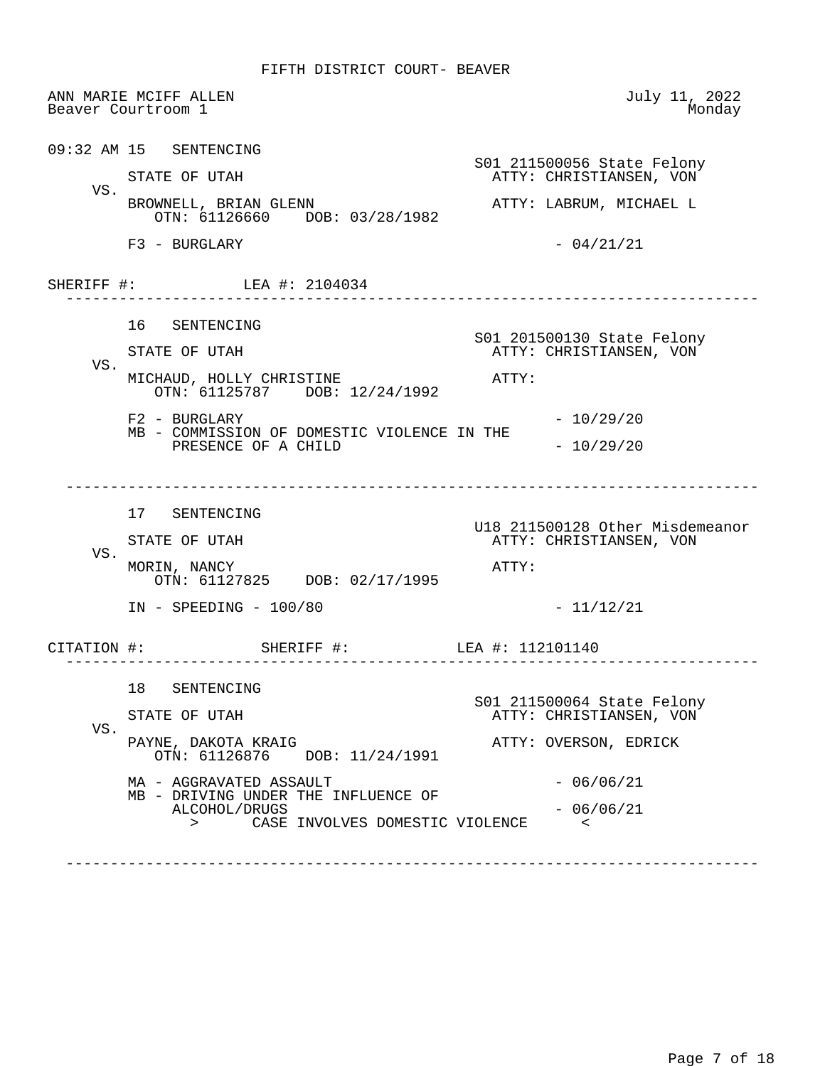FIFTH DISTRICT COURT- BEAVER

ANN MARIE MCIFF ALLEN — July 11, 2022
Beaver Courtroom 1 — Monday

---

09:32 AM 15 SENTENCING

S01 211500056 State Felony

STATE OF UTAH — ATTY: CHRISTIANSEN, VON

VS.

BROWNELL, BRIAN GLENN — ATTY: LABRUM, MICHAEL L
OTN: 61126660 DOB: 03/28/1982

F3 - BURGLARY - 04/21/21

SHERIFF #: LEA #: 2104034

---

16 SENTENCING

S01 201500130 State Felony

STATE OF UTAH — ATTY: CHRISTIANSEN, VON

VS.

MICHAUD, HOLLY CHRISTINE — ATTY:
OTN: 61125787 DOB: 12/24/1992

F2 - BURGLARY - 10/29/20
MB - COMMISSION OF DOMESTIC VIOLENCE IN THE PRESENCE OF A CHILD - 10/29/20

---

17 SENTENCING

U18 211500128 Other Misdemeanor

STATE OF UTAH — ATTY: CHRISTIANSEN, VON

VS.

MORIN, NANCY — ATTY:
OTN: 61127825 DOB: 02/17/1995

IN - SPEEDING - 100/80 - 11/12/21

CITATION #: SHERIFF #: LEA #: 112101140

---

18 SENTENCING

S01 211500064 State Felony

STATE OF UTAH — ATTY: CHRISTIANSEN, VON

VS.

PAYNE, DAKOTA KRAIG — ATTY: OVERSON, EDRICK
OTN: 61126876 DOB: 11/24/1991

MA - AGGRAVATED ASSAULT - 06/06/21
MB - DRIVING UNDER THE INFLUENCE OF ALCOHOL/DRUGS - 06/06/21
> CASE INVOLVES DOMESTIC VIOLENCE <

---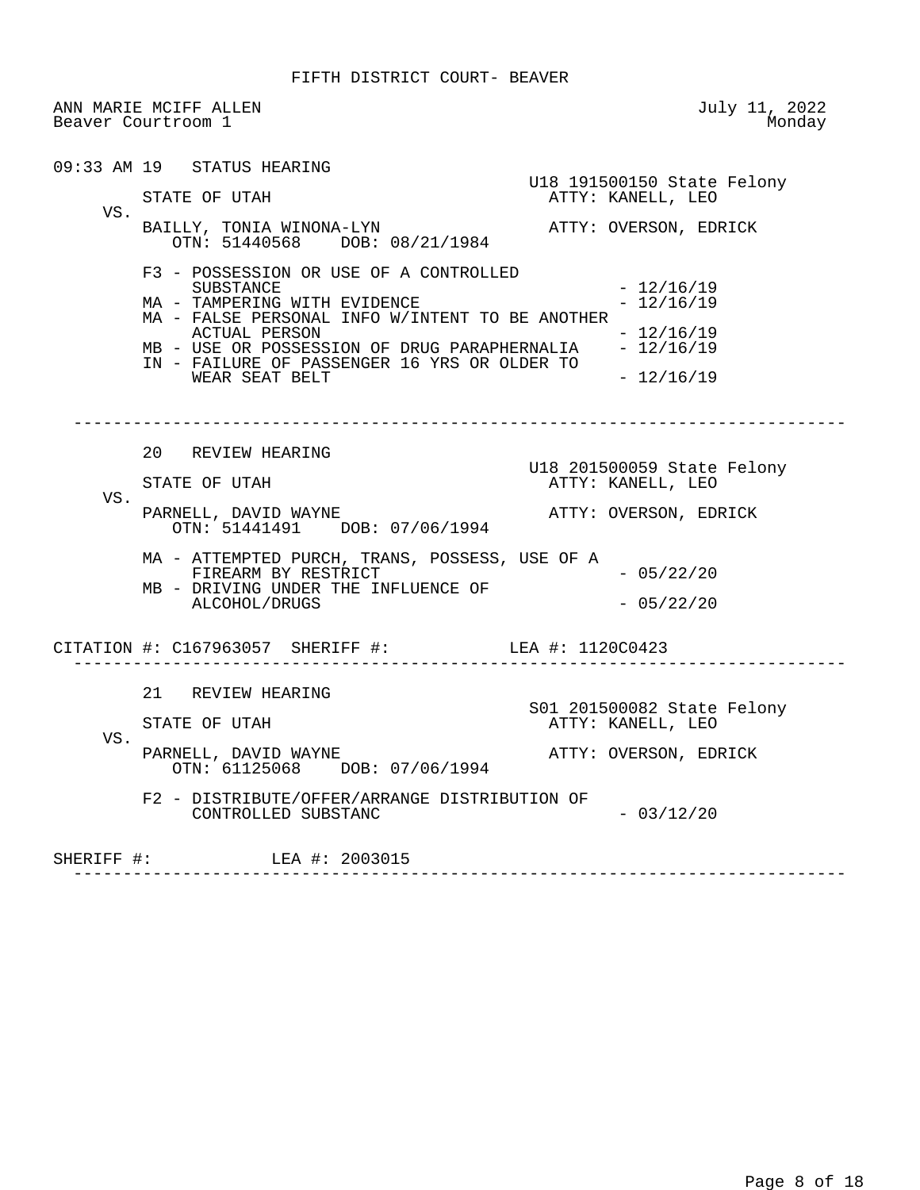FIFTH DISTRICT COURT- BEAVER

ANN MARIE MCIFF ALLEN
Beaver Courtroom 1

July 11, 2022
Monday

09:33 AM 19 STATUS HEARING

U18 191500150 State Felony

STATE OF UTAH — ATTY: KANELL, LEO

VS.

BAILLY, TONIA WINONA-LYN — ATTY: OVERSON, EDRICK
OTN: 51440568 DOB: 08/21/1984

- F3 - POSSESSION OR USE OF A CONTROLLED SUBSTANCE - 12/16/19
- MA - TAMPERING WITH EVIDENCE - 12/16/19
- MA - FALSE PERSONAL INFO W/INTENT TO BE ANOTHER ACTUAL PERSON - 12/16/19
- MB - USE OR POSSESSION OF DRUG PARAPHERNALIA - 12/16/19
- IN - FAILURE OF PASSENGER 16 YRS OR OLDER TO WEAR SEAT BELT - 12/16/19

---

20 REVIEW HEARING

U18 201500059 State Felony

STATE OF UTAH — ATTY: KANELL, LEO

VS.

PARNELL, DAVID WAYNE — ATTY: OVERSON, EDRICK
OTN: 51441491 DOB: 07/06/1994

- MA - ATTEMPTED PURCH, TRANS, POSSESS, USE OF A FIREARM BY RESTRICT - 05/22/20
- MB - DRIVING UNDER THE INFLUENCE OF ALCOHOL/DRUGS - 05/22/20

CITATION #: C167963057 SHERIFF #: LEA #: 1120C0423

---

21 REVIEW HEARING

S01 201500082 State Felony

STATE OF UTAH — ATTY: KANELL, LEO

VS.

PARNELL, DAVID WAYNE — ATTY: OVERSON, EDRICK
OTN: 61125068 DOB: 07/06/1994

- F2 - DISTRIBUTE/OFFER/ARRANGE DISTRIBUTION OF CONTROLLED SUBSTANC - 03/12/20

SHERIFF #: LEA #: 2003015

---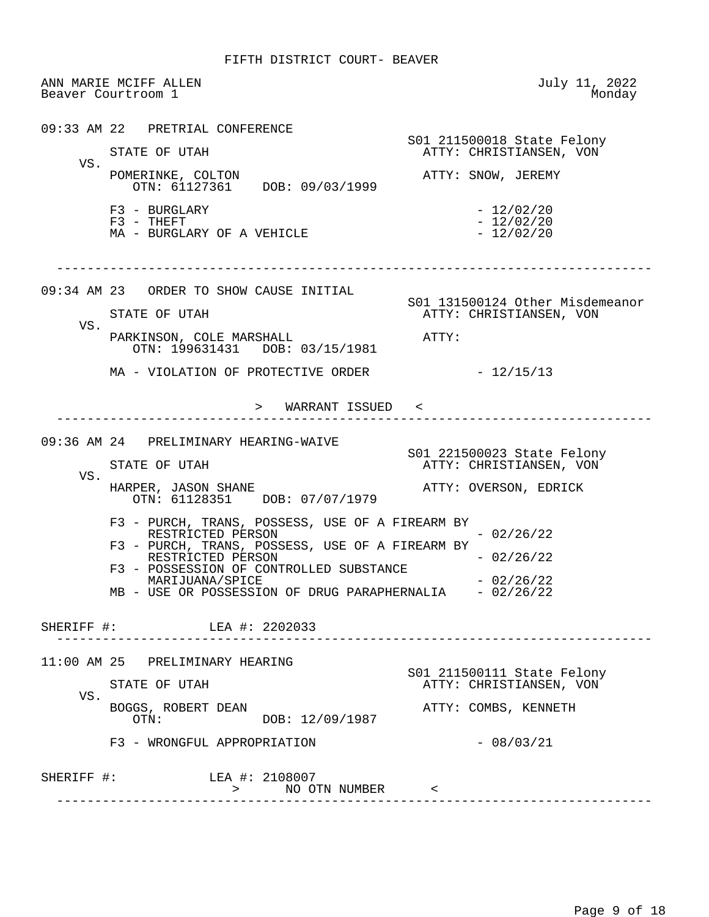FIFTH DISTRICT COURT- BEAVER

ANN MARIE MCIFF ALLEN
Beaver Courtroom 1

July 11, 2022
Monday

---

09:33 AM 22 PRETRIAL CONFERENCE

S01 211500018 State Felony

STATE OF UTAH — ATTY: CHRISTIANSEN, VON

VS.

POMERINKE, COLTON — ATTY: SNOW, JEREMY

OTN: 61127361 DOB: 09/03/1999

- F3 - BURGLARY - 12/02/20
- F3 - THEFT - 12/02/20
- MA - BURGLARY OF A VEHICLE - 12/02/20

---

09:34 AM 23 ORDER TO SHOW CAUSE INITIAL

S01 131500124 Other Misdemeanor

STATE OF UTAH — ATTY: CHRISTIANSEN, VON

VS.

PARKINSON, COLE MARSHALL — ATTY:

OTN: 199631431 DOB: 03/15/1981

- MA - VIOLATION OF PROTECTIVE ORDER - 12/15/13

> WARRANT ISSUED <

---

09:36 AM 24 PRELIMINARY HEARING-WAIVE

S01 221500023 State Felony

STATE OF UTAH — ATTY: CHRISTIANSEN, VON

VS.

HARPER, JASON SHANE — ATTY: OVERSON, EDRICK

OTN: 61128351 DOB: 07/07/1979

- F3 - PURCH, TRANS, POSSESS, USE OF A FIREARM BY RESTRICTED PERSON - 02/26/22
- F3 - PURCH, TRANS, POSSESS, USE OF A FIREARM BY RESTRICTED PERSON - 02/26/22
- F3 - POSSESSION OF CONTROLLED SUBSTANCE MARIJUANA/SPICE - 02/26/22
- MB - USE OR POSSESSION OF DRUG PARAPHERNALIA - 02/26/22

SHERIFF #: LEA #: 2202033

---

11:00 AM 25 PRELIMINARY HEARING

S01 211500111 State Felony

STATE OF UTAH — ATTY: CHRISTIANSEN, VON

VS.

BOGGS, ROBERT DEAN — ATTY: COMBS, KENNETH

OTN: DOB: 12/09/1987

- F3 - WRONGFUL APPROPRIATION - 08/03/21

SHERIFF #: LEA #: 2108007

> NO OTN NUMBER <

---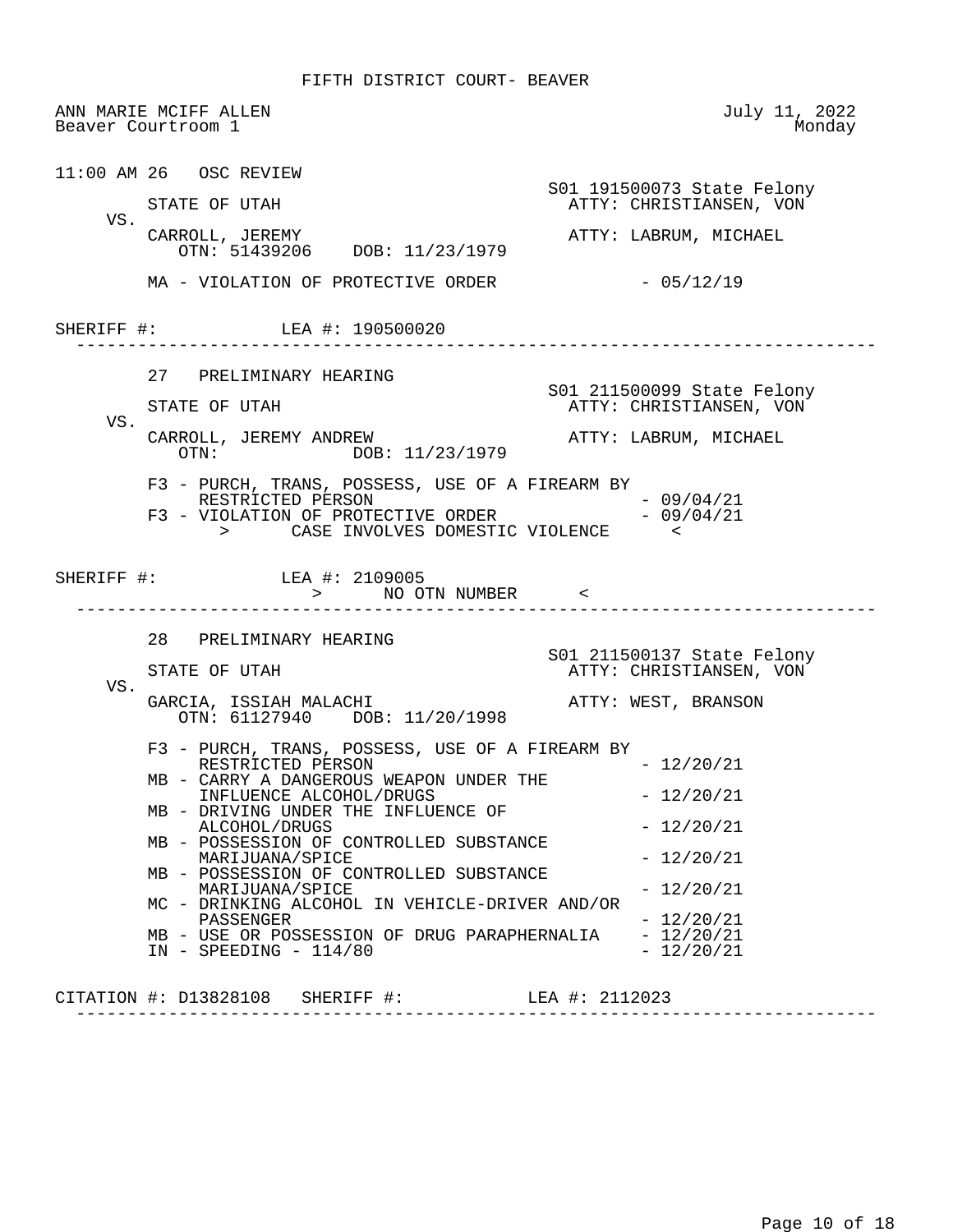FIFTH DISTRICT COURT- BEAVER

ANN MARIE MCIFF ALLEN
Beaver Courtroom 1

July 11, 2022
Monday

11:00 AM 26 OSC REVIEW

S01 191500073 State Felony

STATE OF UTAH — ATTY: CHRISTIANSEN, VON

VS.

CARROLL, JEREMY — ATTY: LABRUM, MICHAEL
OTN: 51439206 DOB: 11/23/1979

MA - VIOLATION OF PROTECTIVE ORDER - 05/12/19

SHERIFF #: LEA #: 190500020

---

27 PRELIMINARY HEARING

S01 211500099 State Felony

STATE OF UTAH — ATTY: CHRISTIANSEN, VON

VS.

CARROLL, JEREMY ANDREW — ATTY: LABRUM, MICHAEL
OTN: DOB: 11/23/1979

F3 - PURCH, TRANS, POSSESS, USE OF A FIREARM BY RESTRICTED PERSON - 09/04/21
F3 - VIOLATION OF PROTECTIVE ORDER - 09/04/21
> CASE INVOLVES DOMESTIC VIOLENCE <

SHERIFF #: LEA #: 2109005
> NO OTN NUMBER <

---

28 PRELIMINARY HEARING

S01 211500137 State Felony

STATE OF UTAH — ATTY: CHRISTIANSEN, VON

VS.

GARCIA, ISSIAH MALACHI — ATTY: WEST, BRANSON
OTN: 61127940 DOB: 11/20/1998

F3 - PURCH, TRANS, POSSESS, USE OF A FIREARM BY RESTRICTED PERSON - 12/20/21
MB - CARRY A DANGEROUS WEAPON UNDER THE INFLUENCE ALCOHOL/DRUGS - 12/20/21
MB - DRIVING UNDER THE INFLUENCE OF ALCOHOL/DRUGS - 12/20/21
MB - POSSESSION OF CONTROLLED SUBSTANCE MARIJUANA/SPICE - 12/20/21
MB - POSSESSION OF CONTROLLED SUBSTANCE MARIJUANA/SPICE - 12/20/21
MC - DRINKING ALCOHOL IN VEHICLE-DRIVER AND/OR PASSENGER - 12/20/21
MB - USE OR POSSESSION OF DRUG PARAPHERNALIA - 12/20/21
IN - SPEEDING - 114/80 - 12/20/21

CITATION #: D13828108 SHERIFF #: LEA #: 2112023

---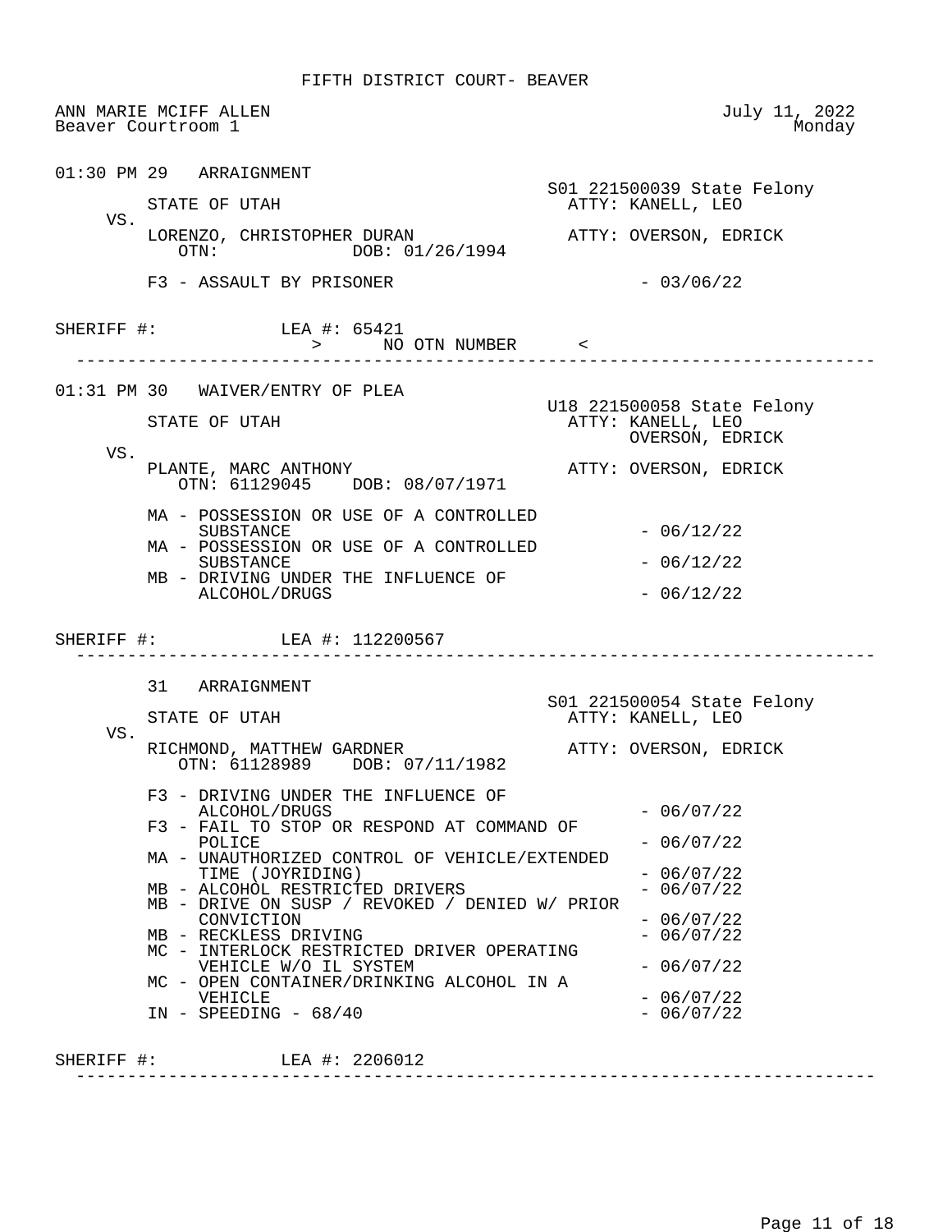FIFTH DISTRICT COURT- BEAVER

ANN MARIE MCIFF ALLEN
Beaver Courtroom 1

July 11, 2022
Monday

---

01:30 PM 29 ARRAIGNMENT

S01 221500039 State Felony

STATE OF UTAH — ATTY: KANELL, LEO

VS.

LORENZO, CHRISTOPHER DURAN — ATTY: OVERSON, EDRICK
OTN: DOB: 01/26/1994

F3 - ASSAULT BY PRISONER - 03/06/22

SHERIFF #: LEA #: 65421
> NO OTN NUMBER <

---

01:31 PM 30 WAIVER/ENTRY OF PLEA

U18 221500058 State Felony

STATE OF UTAH — ATTY: KANELL, LEO
OVERSON, EDRICK

VS.

PLANTE, MARC ANTHONY — ATTY: OVERSON, EDRICK
OTN: 61129045 DOB: 08/07/1971

MA - POSSESSION OR USE OF A CONTROLLED SUBSTANCE - 06/12/22
MA - POSSESSION OR USE OF A CONTROLLED SUBSTANCE - 06/12/22
MB - DRIVING UNDER THE INFLUENCE OF ALCOHOL/DRUGS - 06/12/22

SHERIFF #: LEA #: 112200567

---

31 ARRAIGNMENT

S01 221500054 State Felony

STATE OF UTAH — ATTY: KANELL, LEO

VS.

RICHMOND, MATTHEW GARDNER — ATTY: OVERSON, EDRICK
OTN: 61128989 DOB: 07/11/1982

F3 - DRIVING UNDER THE INFLUENCE OF ALCOHOL/DRUGS - 06/07/22
F3 - FAIL TO STOP OR RESPOND AT COMMAND OF POLICE - 06/07/22
MA - UNAUTHORIZED CONTROL OF VEHICLE/EXTENDED TIME (JOYRIDING) - 06/07/22
MB - ALCOHOL RESTRICTED DRIVERS - 06/07/22
MB - DRIVE ON SUSP / REVOKED / DENIED W/ PRIOR CONVICTION - 06/07/22
MB - RECKLESS DRIVING - 06/07/22
MC - INTERLOCK RESTRICTED DRIVER OPERATING VEHICLE W/O IL SYSTEM - 06/07/22
MC - OPEN CONTAINER/DRINKING ALCOHOL IN A VEHICLE - 06/07/22
IN - SPEEDING - 68/40 - 06/07/22

SHERIFF #: LEA #: 2206012

---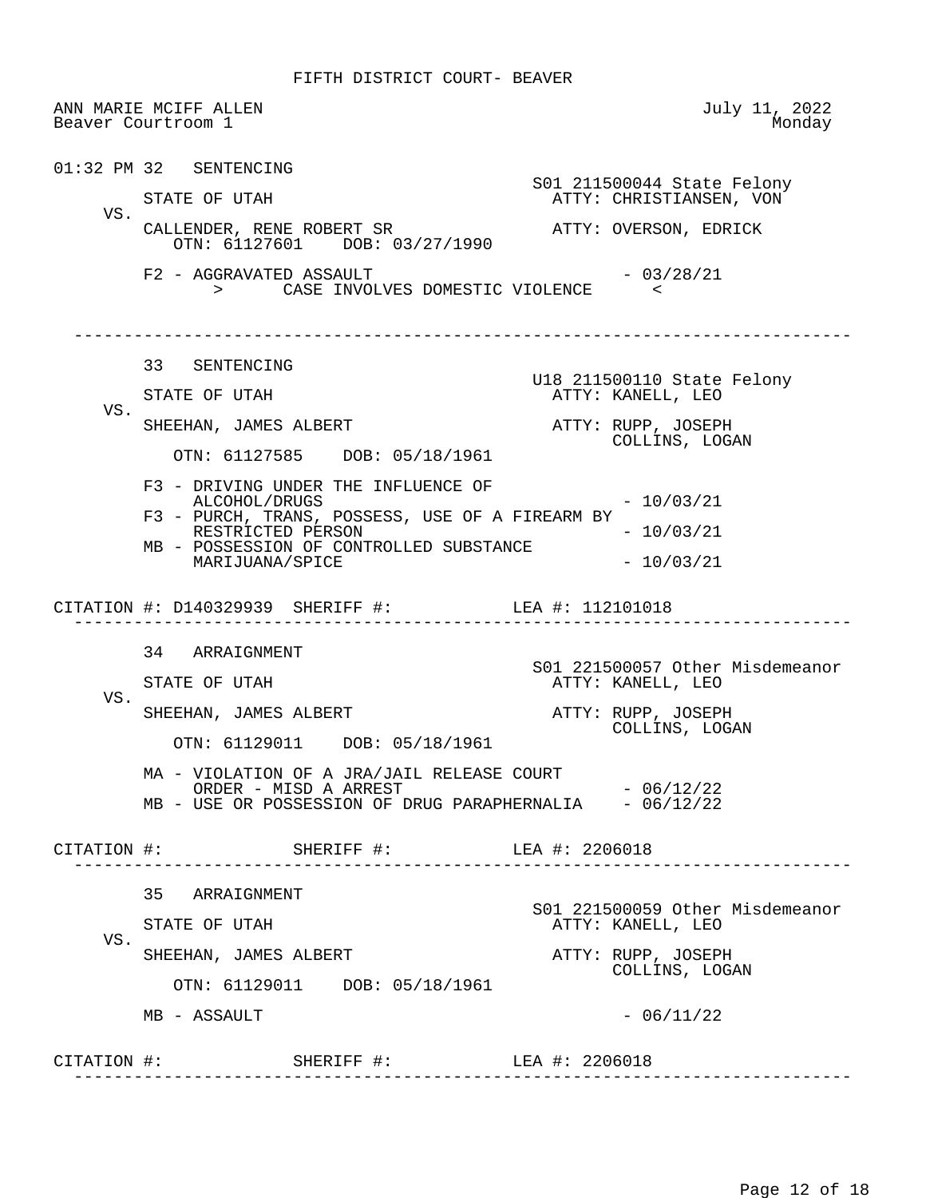FIFTH DISTRICT COURT- BEAVER

ANN MARIE MCIFF ALLEN — July 11, 2022
Beaver Courtroom 1 — Monday

---

01:32 PM 32 SENTENCING

S01 211500044 State Felony

STATE OF UTAH — ATTY: CHRISTIANSEN, VON

VS.

CALLENDER, RENE ROBERT SR — ATTY: OVERSON, EDRICK

OTN: 61127601 DOB: 03/27/1990

F2 - AGGRAVATED ASSAULT - 03/28/21

> CASE INVOLVES DOMESTIC VIOLENCE <

---

33 SENTENCING

U18 211500110 State Felony

STATE OF UTAH — ATTY: KANELL, LEO

VS.

SHEEHAN, JAMES ALBERT — ATTY: RUPP, JOSEPH; COLLINS, LOGAN

OTN: 61127585 DOB: 05/18/1961

F3 - DRIVING UNDER THE INFLUENCE OF ALCOHOL/DRUGS - 10/03/21
F3 - PURCH, TRANS, POSSESS, USE OF A FIREARM BY RESTRICTED PERSON - 10/03/21
MB - POSSESSION OF CONTROLLED SUBSTANCE MARIJUANA/SPICE - 10/03/21

CITATION #: D140329939 SHERIFF #: LEA #: 112101018

---

34 ARRAIGNMENT

S01 221500057 Other Misdemeanor

STATE OF UTAH — ATTY: KANELL, LEO

VS.

SHEEHAN, JAMES ALBERT — ATTY: RUPP, JOSEPH; COLLINS, LOGAN

OTN: 61129011 DOB: 05/18/1961

MA - VIOLATION OF A JRA/JAIL RELEASE COURT ORDER - MISD A ARREST - 06/12/22
MB - USE OR POSSESSION OF DRUG PARAPHERNALIA - 06/12/22

CITATION #: SHERIFF #: LEA #: 2206018

---

35 ARRAIGNMENT

S01 221500059 Other Misdemeanor

STATE OF UTAH — ATTY: KANELL, LEO

VS.

SHEEHAN, JAMES ALBERT — ATTY: RUPP, JOSEPH; COLLINS, LOGAN

OTN: 61129011 DOB: 05/18/1961

MB - ASSAULT - 06/11/22

CITATION #: SHERIFF #: LEA #: 2206018

---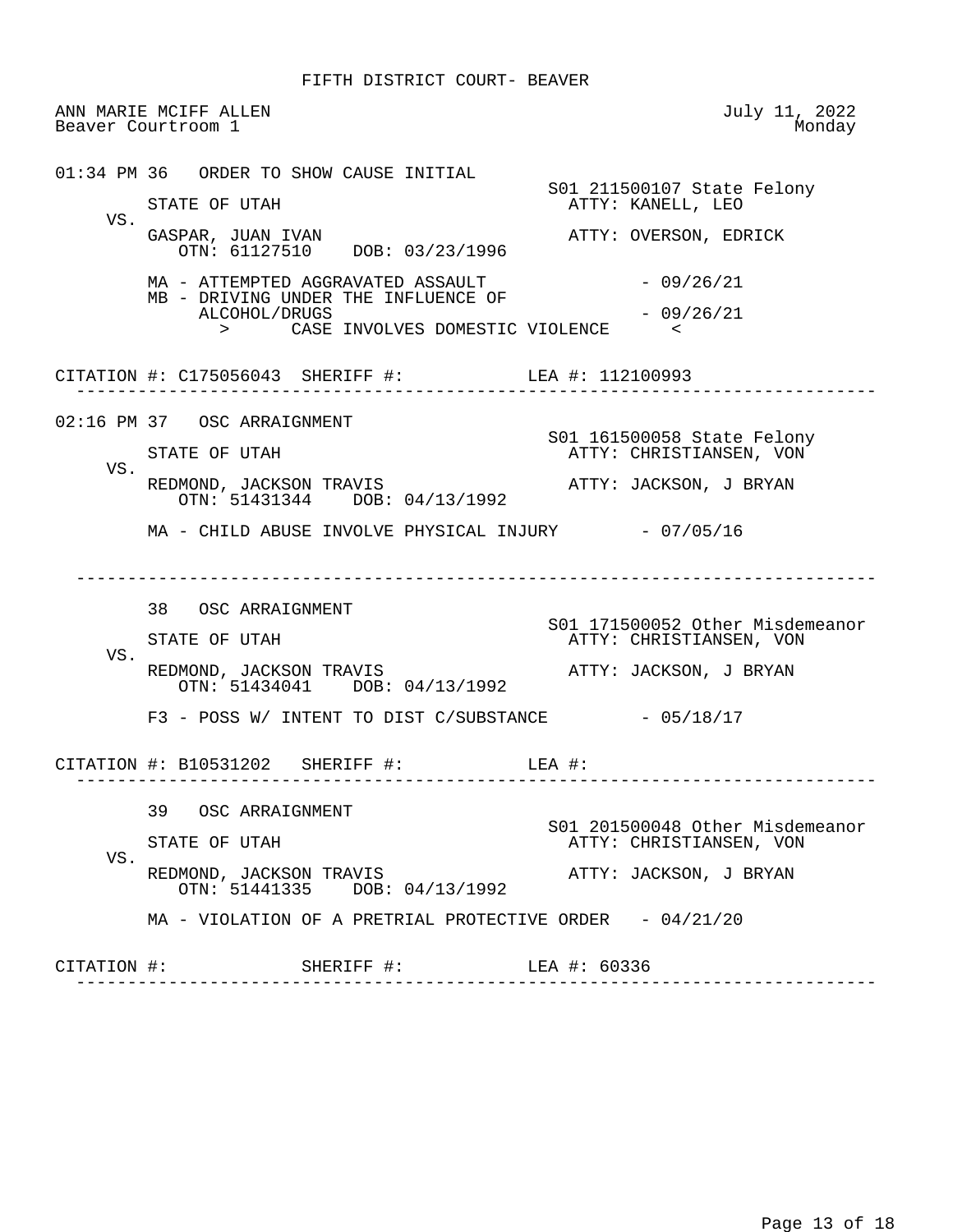FIFTH DISTRICT COURT- BEAVER

ANN MARIE MCIFF ALLEN — July 11, 2022
Beaver Courtroom 1 — Monday

---

01:34 PM 36 ORDER TO SHOW CAUSE INITIAL

S01 211500107 State Felony

STATE OF UTAH — ATTY: KANELL, LEO

VS.

GASPAR, JUAN IVAN — ATTY: OVERSON, EDRICK
OTN: 61127510 DOB: 03/23/1996

MA - ATTEMPTED AGGRAVATED ASSAULT - 09/26/21
MB - DRIVING UNDER THE INFLUENCE OF ALCOHOL/DRUGS - 09/26/21
> CASE INVOLVES DOMESTIC VIOLENCE <

CITATION #: C175056043 SHERIFF #: LEA #: 112100993

---

02:16 PM 37 OSC ARRAIGNMENT

S01 161500058 State Felony

STATE OF UTAH — ATTY: CHRISTIANSEN, VON

VS.

REDMOND, JACKSON TRAVIS — ATTY: JACKSON, J BRYAN
OTN: 51431344 DOB: 04/13/1992

MA - CHILD ABUSE INVOLVE PHYSICAL INJURY - 07/05/16

---

38 OSC ARRAIGNMENT

S01 171500052 Other Misdemeanor

STATE OF UTAH — ATTY: CHRISTIANSEN, VON

VS.

REDMOND, JACKSON TRAVIS — ATTY: JACKSON, J BRYAN
OTN: 51434041 DOB: 04/13/1992

F3 - POSS W/ INTENT TO DIST C/SUBSTANCE - 05/18/17

CITATION #: B10531202 SHERIFF #: LEA #:

---

39 OSC ARRAIGNMENT

S01 201500048 Other Misdemeanor

STATE OF UTAH — ATTY: CHRISTIANSEN, VON

VS.

REDMOND, JACKSON TRAVIS — ATTY: JACKSON, J BRYAN
OTN: 51441335 DOB: 04/13/1992

MA - VIOLATION OF A PRETRIAL PROTECTIVE ORDER - 04/21/20

CITATION #: SHERIFF #: LEA #: 60336

---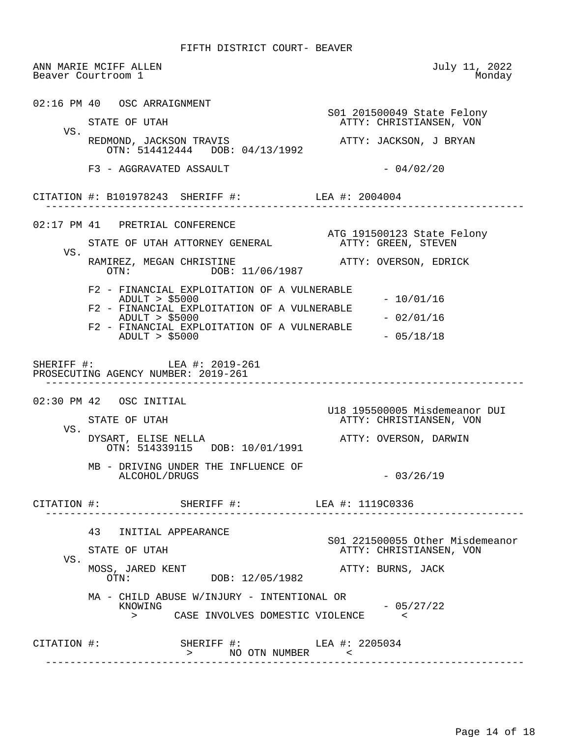FIFTH DISTRICT COURT- BEAVER

ANN MARIE MCIFF ALLEN
Beaver Courtroom 1

July 11, 2022
Monday

---

02:16 PM 40 OSC ARRAIGNMENT

S01 201500049 State Felony

STATE OF UTAH — ATTY: CHRISTIANSEN, VON

VS.

REDMOND, JACKSON TRAVIS — ATTY: JACKSON, J BRYAN
OTN: 514412444 DOB: 04/13/1992

F3 - AGGRAVATED ASSAULT - 04/02/20

CITATION #: B101978243 SHERIFF #: LEA #: 2004004

---

02:17 PM 41 PRETRIAL CONFERENCE

ATG 191500123 State Felony

STATE OF UTAH ATTORNEY GENERAL — ATTY: GREEN, STEVEN

VS.

RAMIREZ, MEGAN CHRISTINE — ATTY: OVERSON, EDRICK
OTN: DOB: 11/06/1987

F2 - FINANCIAL EXPLOITATION OF A VULNERABLE ADULT > $5000 - 10/01/16
F2 - FINANCIAL EXPLOITATION OF A VULNERABLE ADULT > $5000 - 02/01/16
F2 - FINANCIAL EXPLOITATION OF A VULNERABLE ADULT > $5000 - 05/18/18

SHERIFF #: LEA #: 2019-261
PROSECUTING AGENCY NUMBER: 2019-261

---

02:30 PM 42 OSC INITIAL

U18 195500005 Misdemeanor DUI

STATE OF UTAH — ATTY: CHRISTIANSEN, VON

VS.

DYSART, ELISE NELLA — ATTY: OVERSON, DARWIN
OTN: 514339115 DOB: 10/01/1991

MB - DRIVING UNDER THE INFLUENCE OF ALCOHOL/DRUGS - 03/26/19

CITATION #: SHERIFF #: LEA #: 1119C0336

---

43 INITIAL APPEARANCE

S01 221500055 Other Misdemeanor

STATE OF UTAH — ATTY: CHRISTIANSEN, VON

VS.

MOSS, JARED KENT — ATTY: BURNS, JACK
OTN: DOB: 12/05/1982

MA - CHILD ABUSE W/INJURY - INTENTIONAL OR KNOWING - 05/27/22
> CASE INVOLVES DOMESTIC VIOLENCE <

CITATION #: SHERIFF #: LEA #: 2205034
> NO OTN NUMBER <

---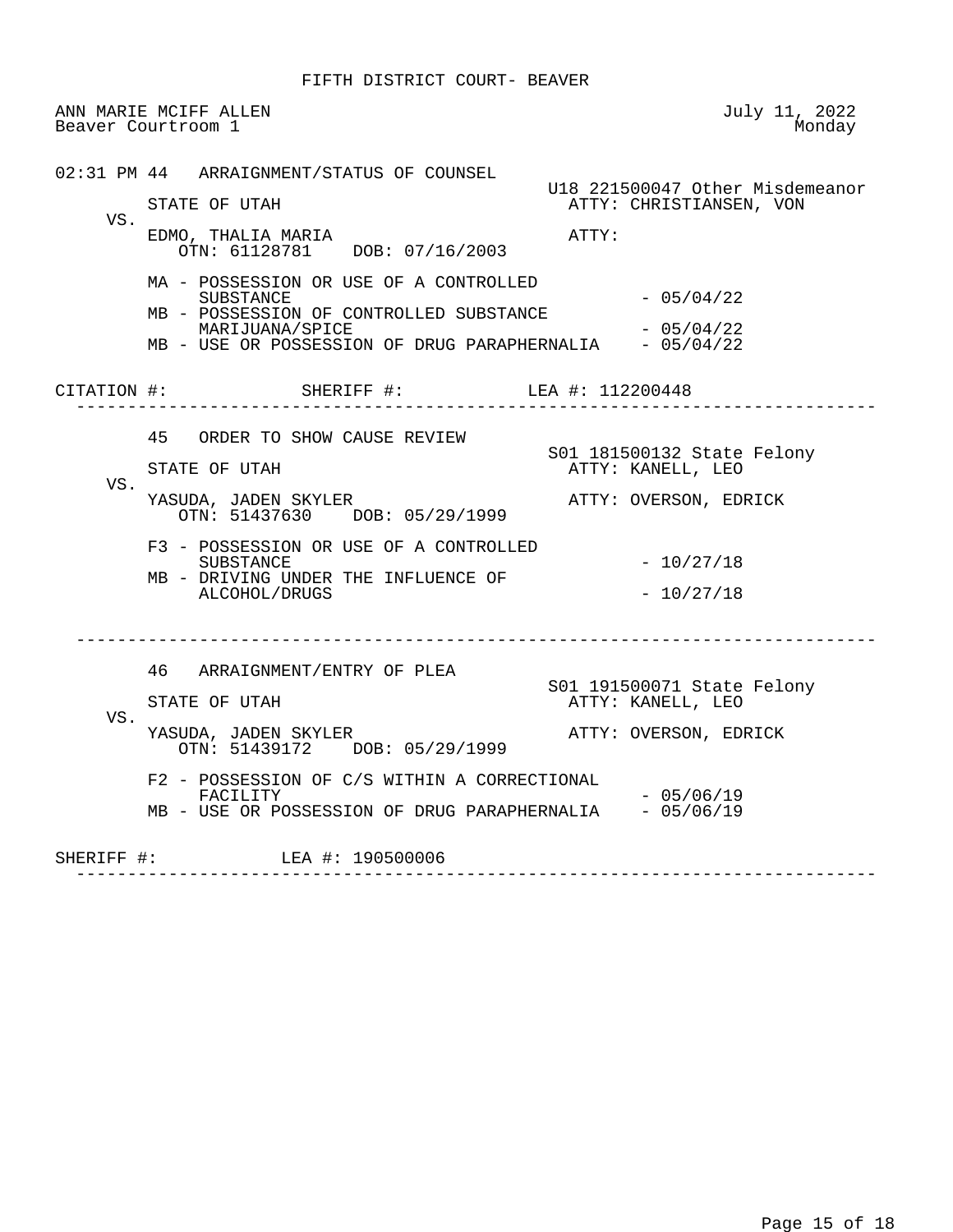FIFTH DISTRICT COURT- BEAVER

ANN MARIE MCIFF ALLEN
Beaver Courtroom 1

July 11, 2022
Monday

---

**02:31 PM 44 ARRAIGNMENT/STATUS OF COUNSEL**

U18 221500047 Other Misdemeanor

STATE OF UTAH — ATTY: CHRISTIANSEN, VON

VS.

EDMO, THALIA MARIA — ATTY:
OTN: 61128781 DOB: 07/16/2003

- MA - POSSESSION OR USE OF A CONTROLLED SUBSTANCE - 05/04/22
- MB - POSSESSION OF CONTROLLED SUBSTANCE MARIJUANA/SPICE - 05/04/22
- MB - USE OR POSSESSION OF DRUG PARAPHERNALIA - 05/04/22

CITATION #: SHERIFF #: LEA #: 112200448

---

**45 ORDER TO SHOW CAUSE REVIEW**

S01 181500132 State Felony

STATE OF UTAH — ATTY: KANELL, LEO

VS.

YASUDA, JADEN SKYLER — ATTY: OVERSON, EDRICK
OTN: 51437630 DOB: 05/29/1999

- F3 - POSSESSION OR USE OF A CONTROLLED SUBSTANCE - 10/27/18
- MB - DRIVING UNDER THE INFLUENCE OF ALCOHOL/DRUGS - 10/27/18

---

**46 ARRAIGNMENT/ENTRY OF PLEA**

S01 191500071 State Felony

STATE OF UTAH — ATTY: KANELL, LEO

VS.

YASUDA, JADEN SKYLER — ATTY: OVERSON, EDRICK
OTN: 51439172 DOB: 05/29/1999

- F2 - POSSESSION OF C/S WITHIN A CORRECTIONAL FACILITY - 05/06/19
- MB - USE OR POSSESSION OF DRUG PARAPHERNALIA - 05/06/19

SHERIFF #: LEA #: 190500006

---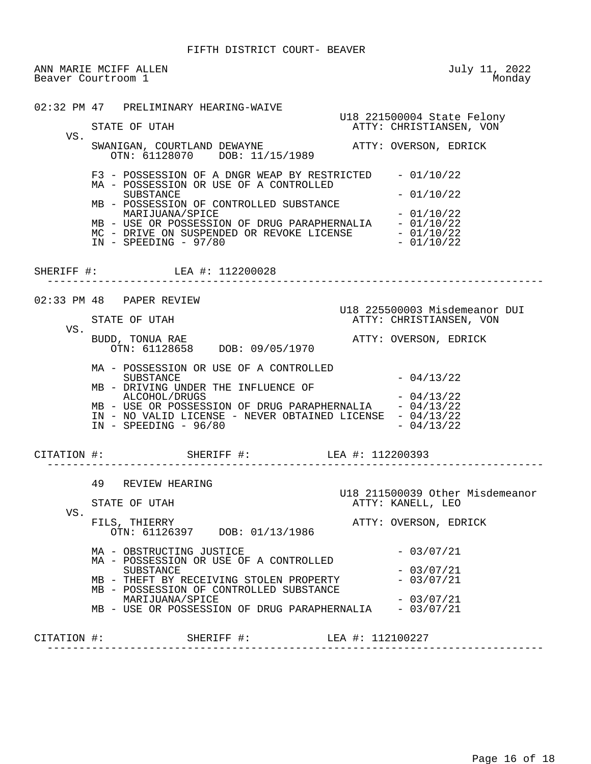FIFTH DISTRICT COURT- BEAVER

ANN MARIE MCIFF ALLEN — July 11, 2022
Beaver Courtroom 1 — Monday

---

02:32 PM 47 PRELIMINARY HEARING-WAIVE

U18 221500004 State Felony

STATE OF UTAH — ATTY: CHRISTIANSEN, VON

VS.

SWANIGAN, COURTLAND DEWAYNE — ATTY: OVERSON, EDRICK
OTN: 61128070 DOB: 11/15/1989

- F3 - POSSESSION OF A DNGR WEAP BY RESTRICTED - 01/10/22
- MA - POSSESSION OR USE OF A CONTROLLED SUBSTANCE - 01/10/22
- MB - POSSESSION OF CONTROLLED SUBSTANCE MARIJUANA/SPICE - 01/10/22
- MB - USE OR POSSESSION OF DRUG PARAPHERNALIA - 01/10/22
- MC - DRIVE ON SUSPENDED OR REVOKE LICENSE - 01/10/22
- IN - SPEEDING - 97/80 - 01/10/22

SHERIFF #: LEA #: 112200028

---

02:33 PM 48 PAPER REVIEW

U18 225500003 Misdemeanor DUI

STATE OF UTAH — ATTY: CHRISTIANSEN, VON

VS.

BUDD, TONUA RAE — ATTY: OVERSON, EDRICK
OTN: 61128658 DOB: 09/05/1970

- MA - POSSESSION OR USE OF A CONTROLLED SUBSTANCE - 04/13/22
- MB - DRIVING UNDER THE INFLUENCE OF ALCOHOL/DRUGS - 04/13/22
- MB - USE OR POSSESSION OF DRUG PARAPHERNALIA - 04/13/22
- IN - NO VALID LICENSE - NEVER OBTAINED LICENSE - 04/13/22
- IN - SPEEDING - 96/80 - 04/13/22

CITATION #: SHERIFF #: LEA #: 112200393

---

49 REVIEW HEARING

U18 211500039 Other Misdemeanor

STATE OF UTAH — ATTY: KANELL, LEO

VS.

FILS, THIERRY — ATTY: OVERSON, EDRICK
OTN: 61126397 DOB: 01/13/1986

- MA - OBSTRUCTING JUSTICE - 03/07/21
- MA - POSSESSION OR USE OF A CONTROLLED SUBSTANCE - 03/07/21
- MB - THEFT BY RECEIVING STOLEN PROPERTY - 03/07/21
- MB - POSSESSION OF CONTROLLED SUBSTANCE MARIJUANA/SPICE - 03/07/21
- MB - USE OR POSSESSION OF DRUG PARAPHERNALIA - 03/07/21

CITATION #: SHERIFF #: LEA #: 112100227

---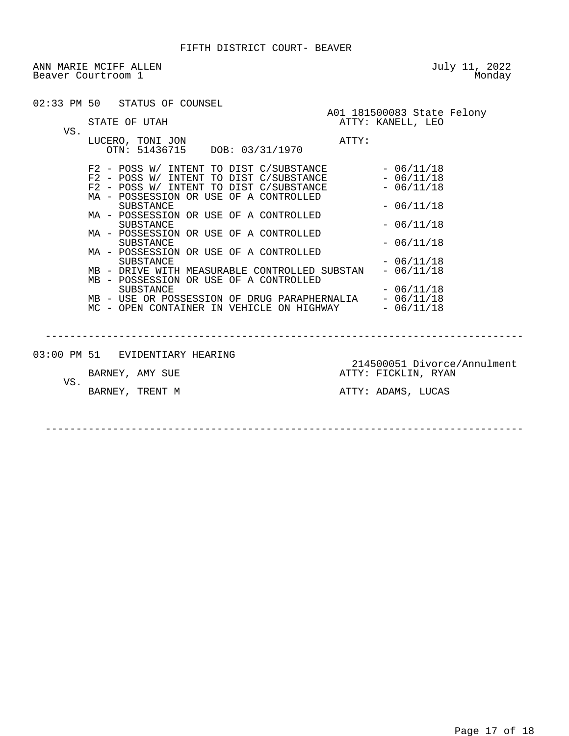FIFTH DISTRICT COURT- BEAVER

ANN MARIE MCIFF ALLEN
Beaver Courtroom 1

July 11, 2022
Monday

02:33 PM 50 STATUS OF COUNSEL

A01 181500083 State Felony

STATE OF UTAH — ATTY: KANELL, LEO

VS.

LUCERO, TONI JON — ATTY:

OTN: 51436715 DOB: 03/31/1970

- F2 - POSS W/ INTENT TO DIST C/SUBSTANCE - 06/11/18
- F2 - POSS W/ INTENT TO DIST C/SUBSTANCE - 06/11/18
- F2 - POSS W/ INTENT TO DIST C/SUBSTANCE - 06/11/18
- MA - POSSESSION OR USE OF A CONTROLLED SUBSTANCE - 06/11/18
- MA - POSSESSION OR USE OF A CONTROLLED SUBSTANCE - 06/11/18
- MA - POSSESSION OR USE OF A CONTROLLED SUBSTANCE - 06/11/18
- MA - POSSESSION OR USE OF A CONTROLLED SUBSTANCE - 06/11/18
- MB - DRIVE WITH MEASURABLE CONTROLLED SUBSTAN - 06/11/18
- MB - POSSESSION OR USE OF A CONTROLLED SUBSTANCE - 06/11/18
- MB - USE OR POSSESSION OF DRUG PARAPHERNALIA - 06/11/18
- MC - OPEN CONTAINER IN VEHICLE ON HIGHWAY - 06/11/18

---

03:00 PM 51 EVIDENTIARY HEARING

214500051 Divorce/Annulment

BARNEY, AMY SUE — ATTY: FICKLIN, RYAN

VS.

BARNEY, TRENT M — ATTY: ADAMS, LUCAS

---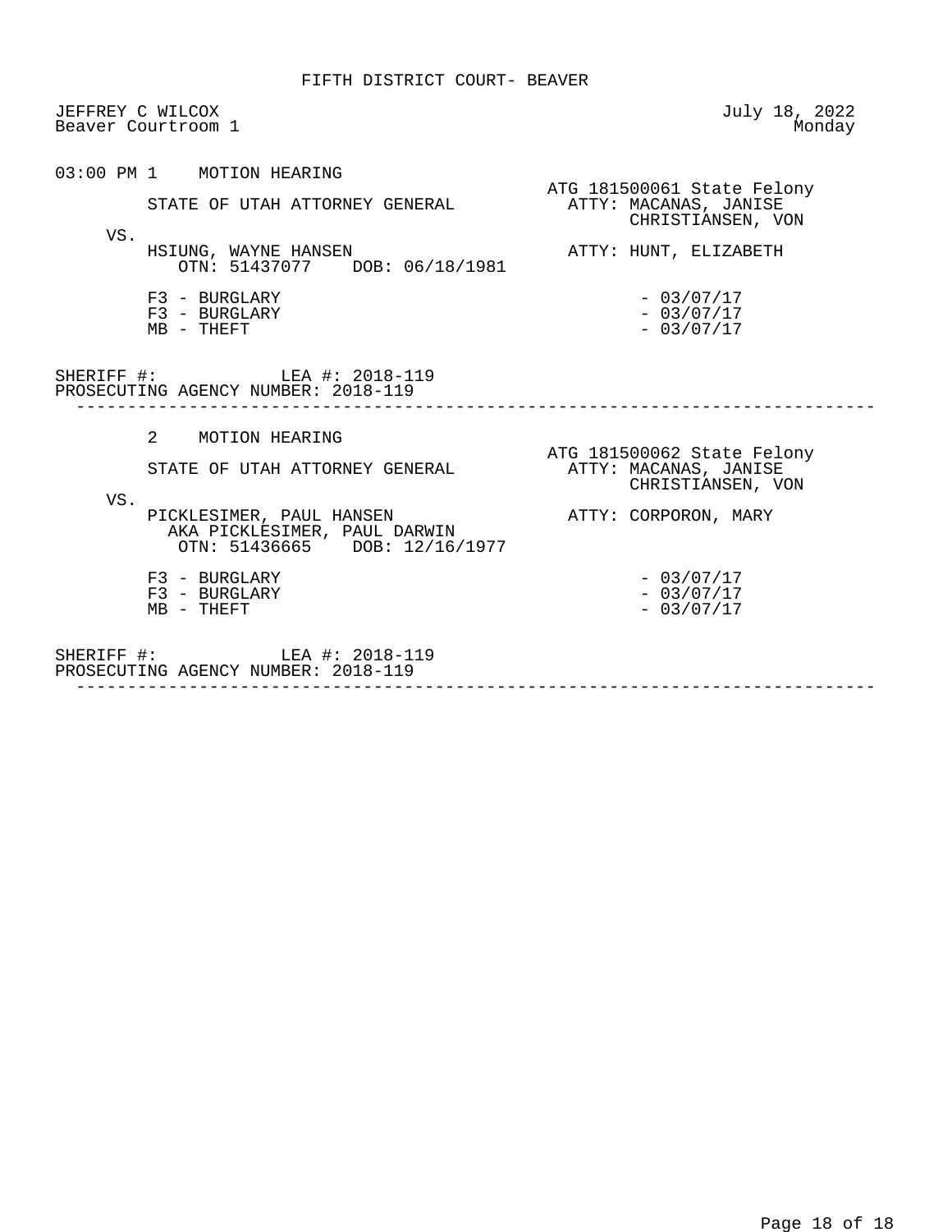FIFTH DISTRICT COURT- BEAVER

JEFFREY C WILCOX
Beaver Courtroom 1

July 18, 2022
Monday

03:00 PM 1 MOTION HEARING

ATG 181500061 State Felony

STATE OF UTAH ATTORNEY GENERAL
ATTY: MACANAS, JANISE
CHRISTIANSEN, VON

VS.

HSIUNG, WAYNE HANSEN
OTN: 51437077 DOB: 06/18/1981
ATTY: HUNT, ELIZABETH

F3 - BURGLARY - 03/07/17
F3 - BURGLARY - 03/07/17
MB - THEFT - 03/07/17

SHERIFF #: LEA #: 2018-119
PROSECUTING AGENCY NUMBER: 2018-119

---

2 MOTION HEARING

ATG 181500062 State Felony

STATE OF UTAH ATTORNEY GENERAL
ATTY: MACANAS, JANISE
CHRISTIANSEN, VON

VS.

PICKLESIMER, PAUL HANSEN
AKA PICKLESIMER, PAUL DARWIN
OTN: 51436665 DOB: 12/16/1977
ATTY: CORPORON, MARY

F3 - BURGLARY - 03/07/17
F3 - BURGLARY - 03/07/17
MB - THEFT - 03/07/17

SHERIFF #: LEA #: 2018-119
PROSECUTING AGENCY NUMBER: 2018-119

---